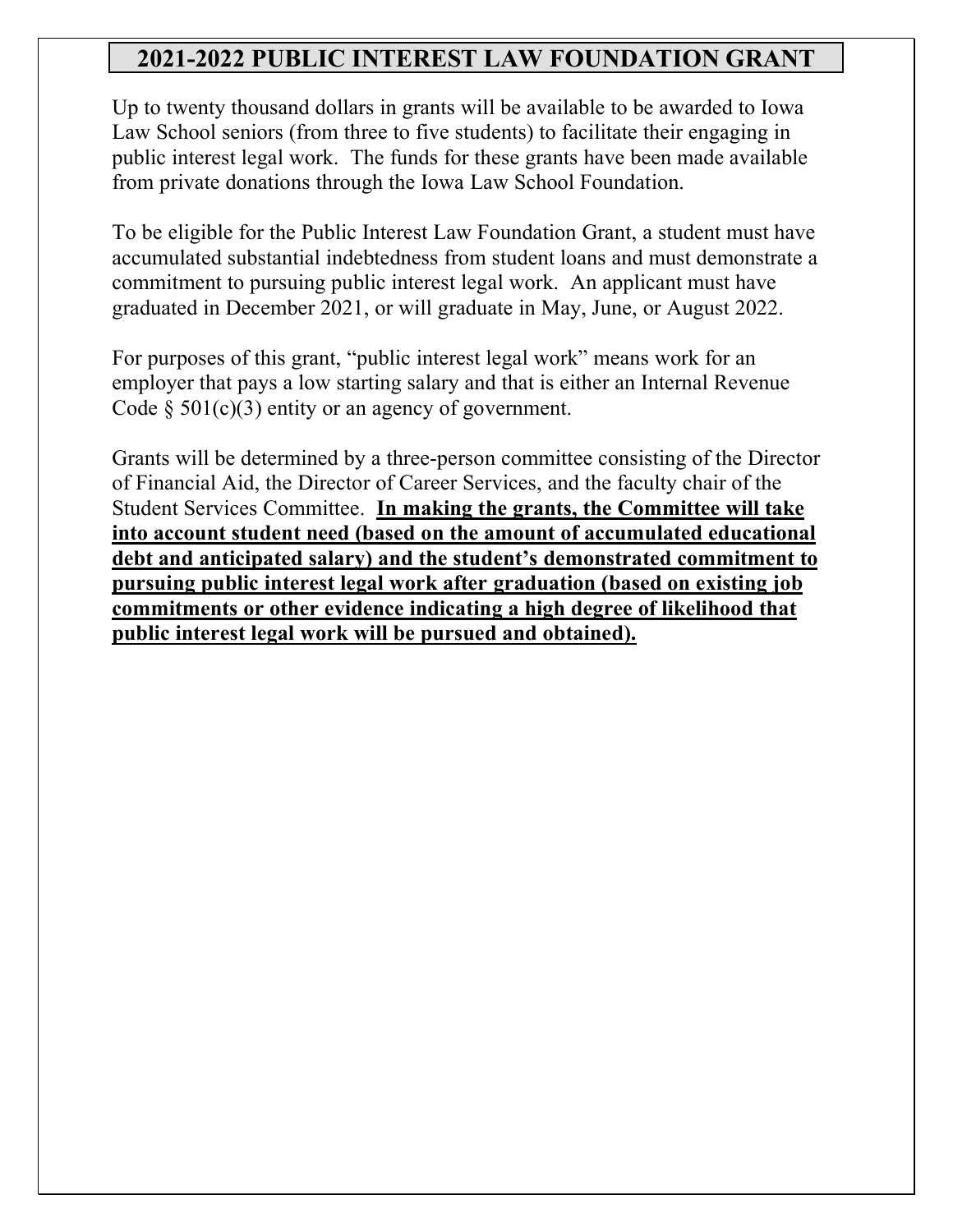# 2021-2022 PUBLIC INTEREST LAW FOUNDATION GRANT

Up to twenty thousand dollars in grants will be available to be awarded to Iowa Law School seniors (from three to five students) to facilitate their engaging in public interest legal work. The funds for these grants have been made available from private donations through the Iowa Law School Foundation.

To be eligible for the Public Interest Law Foundation Grant, a student must have accumulated substantial indebtedness from student loans and must demonstrate a commitment to pursuing public interest legal work. An applicant must have graduated in December 2021, or will graduate in May, June, or August 2022.

For purposes of this grant, "public interest legal work" means work for an employer that pays a low starting salary and that is either an Internal Revenue Code § 501(c)(3) entity or an agency of government.

Grants will be determined by a three-person committee consisting of the Director of Financial Aid, the Director of Career Services, and the faculty chair of the Student Services Committee. **<u>In making the grants, the Committee will take into account student need (based on the amount of accumulated educational debt and anticipated salary) and the student's demonstrated commitment to pursuing public interest legal work after graduation (based on existing job commitments or other evidence indicating a high degree of likelihood that public interest legal work will be pursued and obtained).</u>**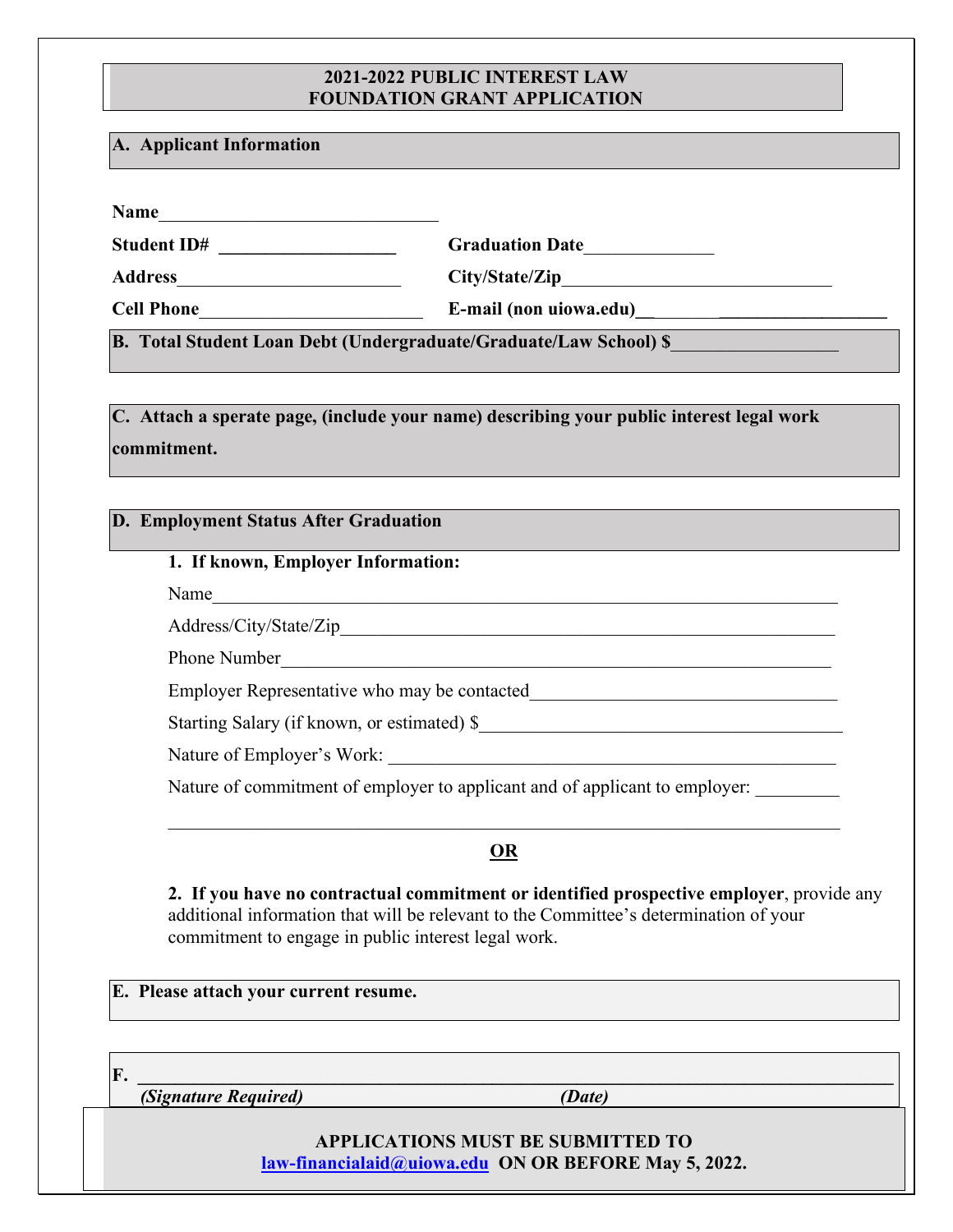# 2021-2022 PUBLIC INTEREST LAW FOUNDATION GRANT APPLICATION

## A. Applicant Information

**Name**______________________________

**Student ID#** ___________________ **Graduation Date**______________

**Address**________________________ **City/State/Zip**_____________________________

**Cell Phone**________________________ **E-mail (non uiowa.edu)**__________________________

## B. Total Student Loan Debt (Undergraduate/Graduate/Law School) $_________________

## C. Attach a sperate page, (include your name) describing your public interest legal work commitment.

## D. Employment Status After Graduation

**1. If known, Employer Information:**

Name_________________________________________________________________

Address/City/State/Zip_________________________________________________________

Phone Number_____________________________________________________________

Employer Representative who may be contacted__________________________________

Starting Salary (if known, or estimated) $_______________________________________

Nature of Employer's Work: _____________________________________________

Nature of commitment of employer to applicant and of applicant to employer: _________

_________________________________________________________________________

**OR**

**2. If you have no contractual commitment or identified prospective employer**, provide any additional information that will be relevant to the Committee's determination of your commitment to engage in public interest legal work.

## E. Please attach your current resume.

**F.** _________________________________________________________________________

***(Signature Required)*** ***(Date)***

**APPLICATIONS MUST BE SUBMITTED TO law-financialaid@uiowa.edu ON OR BEFORE May 5, 2022.**